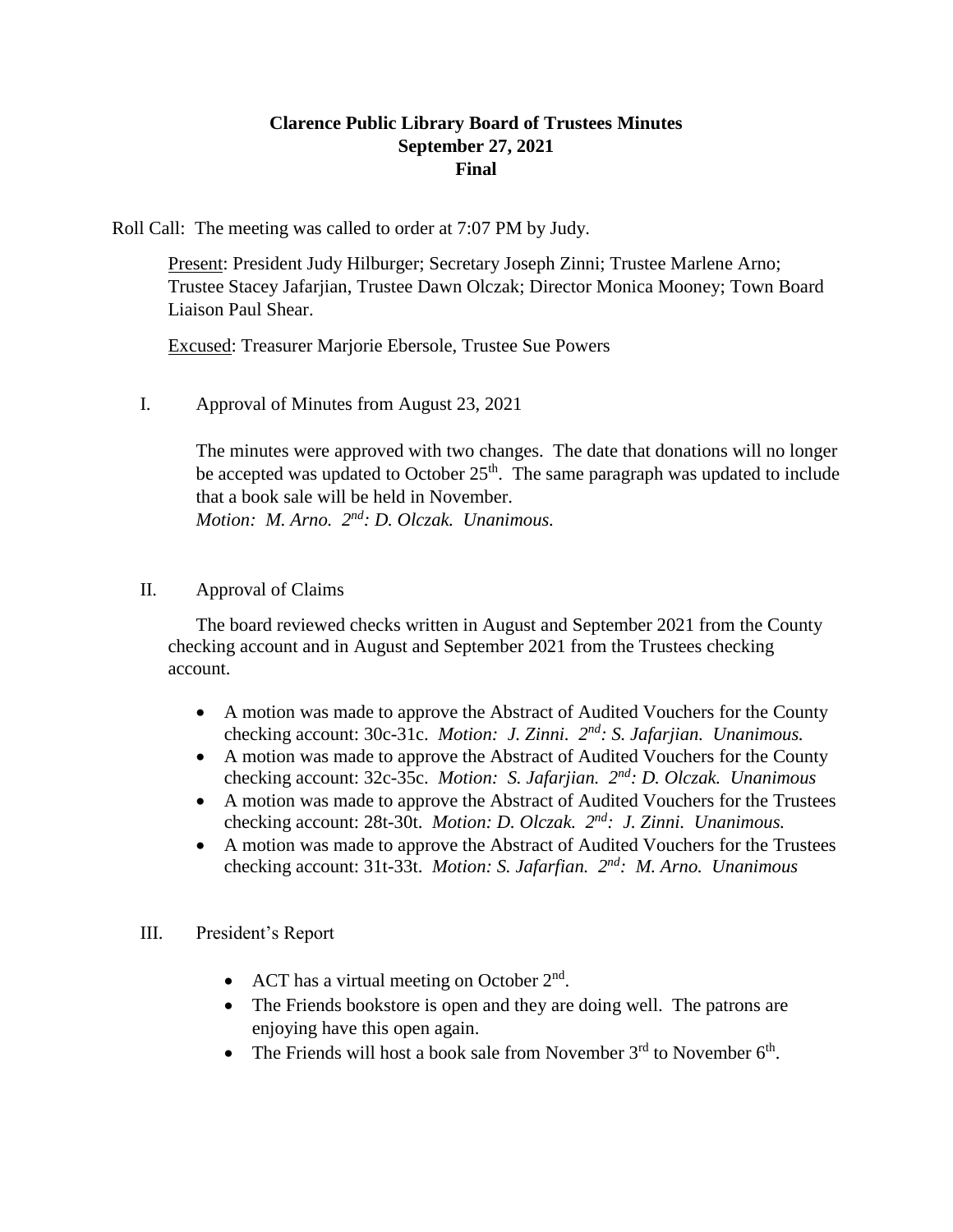**Clarence Public Library Board of Trustees Minutes**
**September 27, 2021**
**Final**

Roll Call: The meeting was called to order at 7:07 PM by Judy.

Present: President Judy Hilburger; Secretary Joseph Zinni; Trustee Marlene Arno; Trustee Stacey Jafarjian, Trustee Dawn Olczak; Director Monica Mooney; Town Board Liaison Paul Shear.

Excused: Treasurer Marjorie Ebersole, Trustee Sue Powers

I. Approval of Minutes from August 23, 2021

The minutes were approved with two changes. The date that donations will no longer be accepted was updated to October 25th. The same paragraph was updated to include that a book sale will be held in November.
*Motion: M. Arno. 2nd: D. Olczak. Unanimous.*

II. Approval of Claims

The board reviewed checks written in August and September 2021 from the County checking account and in August and September 2021 from the Trustees checking account.

- A motion was made to approve the Abstract of Audited Vouchers for the County checking account: 30c-31c. *Motion: J. Zinni. 2nd: S. Jafarjian. Unanimous.*
- A motion was made to approve the Abstract of Audited Vouchers for the County checking account: 32c-35c. *Motion: S. Jafarjian. 2nd: D. Olczak. Unanimous*
- A motion was made to approve the Abstract of Audited Vouchers for the Trustees checking account: 28t-30t. *Motion: D. Olczak. 2nd: J. Zinni. Unanimous.*
- A motion was made to approve the Abstract of Audited Vouchers for the Trustees checking account: 31t-33t. *Motion: S. Jafarfian. 2nd: M. Arno. Unanimous*

III. President's Report

- ACT has a virtual meeting on October 2nd.
- The Friends bookstore is open and they are doing well. The patrons are enjoying have this open again.
- The Friends will host a book sale from November 3rd to November 6th.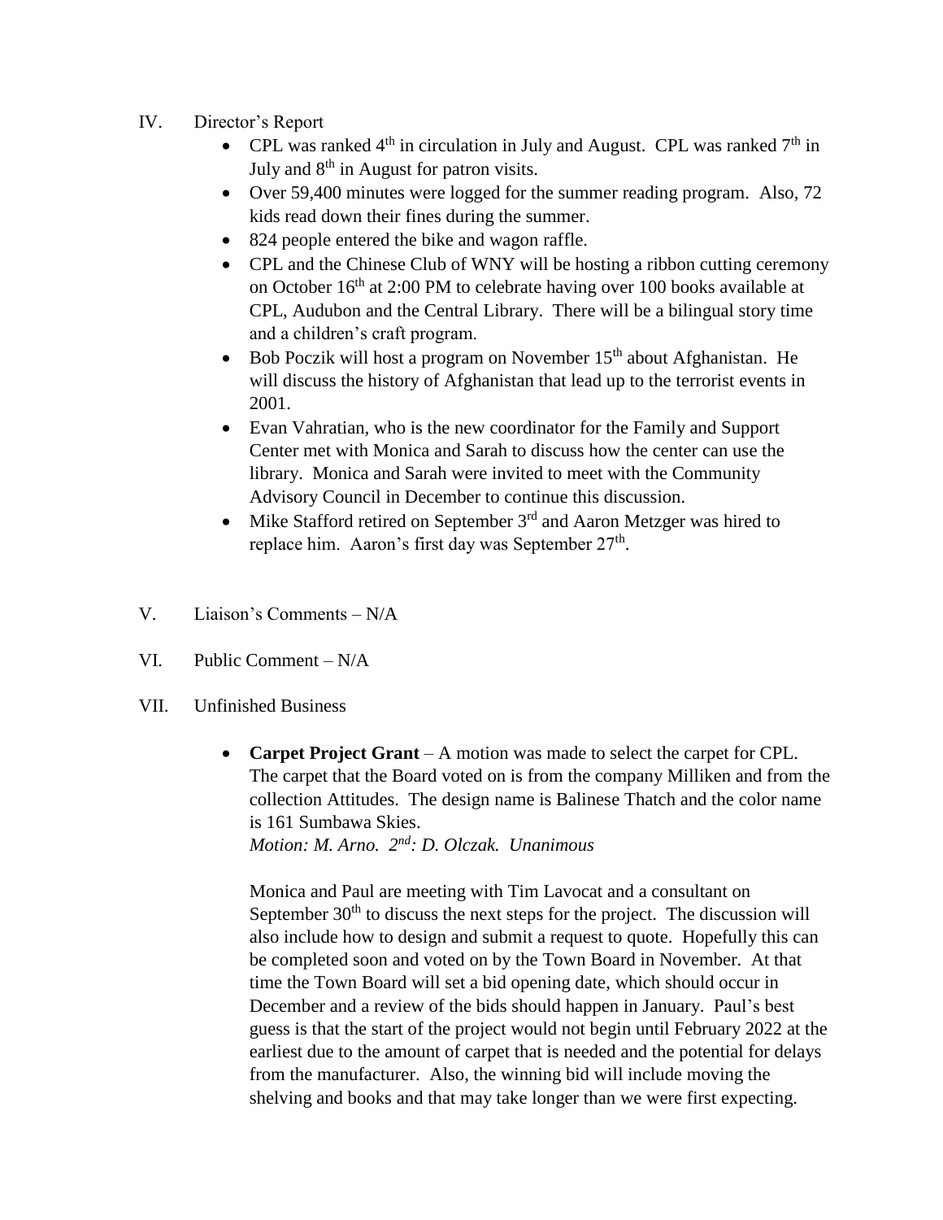IV. Director's Report

- CPL was ranked 4th in circulation in July and August. CPL was ranked 7th in July and 8th in August for patron visits.
- Over 59,400 minutes were logged for the summer reading program. Also, 72 kids read down their fines during the summer.
- 824 people entered the bike and wagon raffle.
- CPL and the Chinese Club of WNY will be hosting a ribbon cutting ceremony on October 16th at 2:00 PM to celebrate having over 100 books available at CPL, Audubon and the Central Library. There will be a bilingual story time and a children's craft program.
- Bob Poczik will host a program on November 15th about Afghanistan. He will discuss the history of Afghanistan that lead up to the terrorist events in 2001.
- Evan Vahratian, who is the new coordinator for the Family and Support Center met with Monica and Sarah to discuss how the center can use the library. Monica and Sarah were invited to meet with the Community Advisory Council in December to continue this discussion.
- Mike Stafford retired on September 3rd and Aaron Metzger was hired to replace him. Aaron's first day was September 27th.

V. Liaison's Comments – N/A

VI. Public Comment – N/A

VII. Unfinished Business

- **Carpet Project Grant** – A motion was made to select the carpet for CPL. The carpet that the Board voted on is from the company Milliken and from the collection Attitudes. The design name is Balinese Thatch and the color name is 161 Sumbawa Skies.
  *Motion: M. Arno. 2nd: D. Olczak. Unanimous*

  Monica and Paul are meeting with Tim Lavocat and a consultant on September 30th to discuss the next steps for the project. The discussion will also include how to design and submit a request to quote. Hopefully this can be completed soon and voted on by the Town Board in November. At that time the Town Board will set a bid opening date, which should occur in December and a review of the bids should happen in January. Paul's best guess is that the start of the project would not begin until February 2022 at the earliest due to the amount of carpet that is needed and the potential for delays from the manufacturer. Also, the winning bid will include moving the shelving and books and that may take longer than we were first expecting.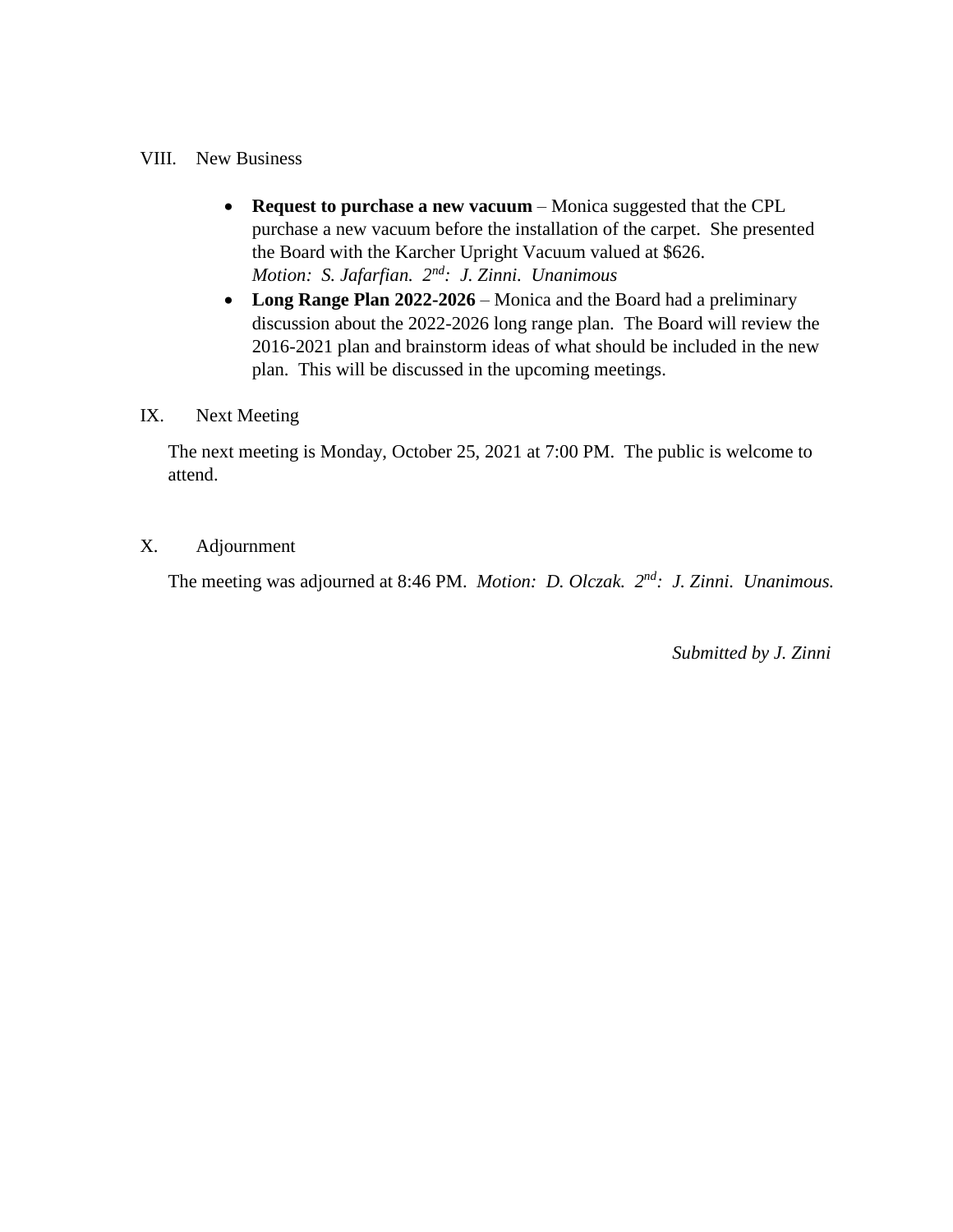VIII. New Business

- **Request to purchase a new vacuum** – Monica suggested that the CPL purchase a new vacuum before the installation of the carpet. She presented the Board with the Karcher Upright Vacuum valued at $626.
  *Motion: S. Jafarfian. 2nd: J. Zinni. Unanimous*
- **Long Range Plan 2022-2026** – Monica and the Board had a preliminary discussion about the 2022-2026 long range plan. The Board will review the 2016-2021 plan and brainstorm ideas of what should be included in the new plan. This will be discussed in the upcoming meetings.

IX. Next Meeting

The next meeting is Monday, October 25, 2021 at 7:00 PM. The public is welcome to attend.

X. Adjournment

The meeting was adjourned at 8:46 PM. *Motion: D. Olczak. 2nd: J. Zinni. Unanimous.*

*Submitted by J. Zinni*